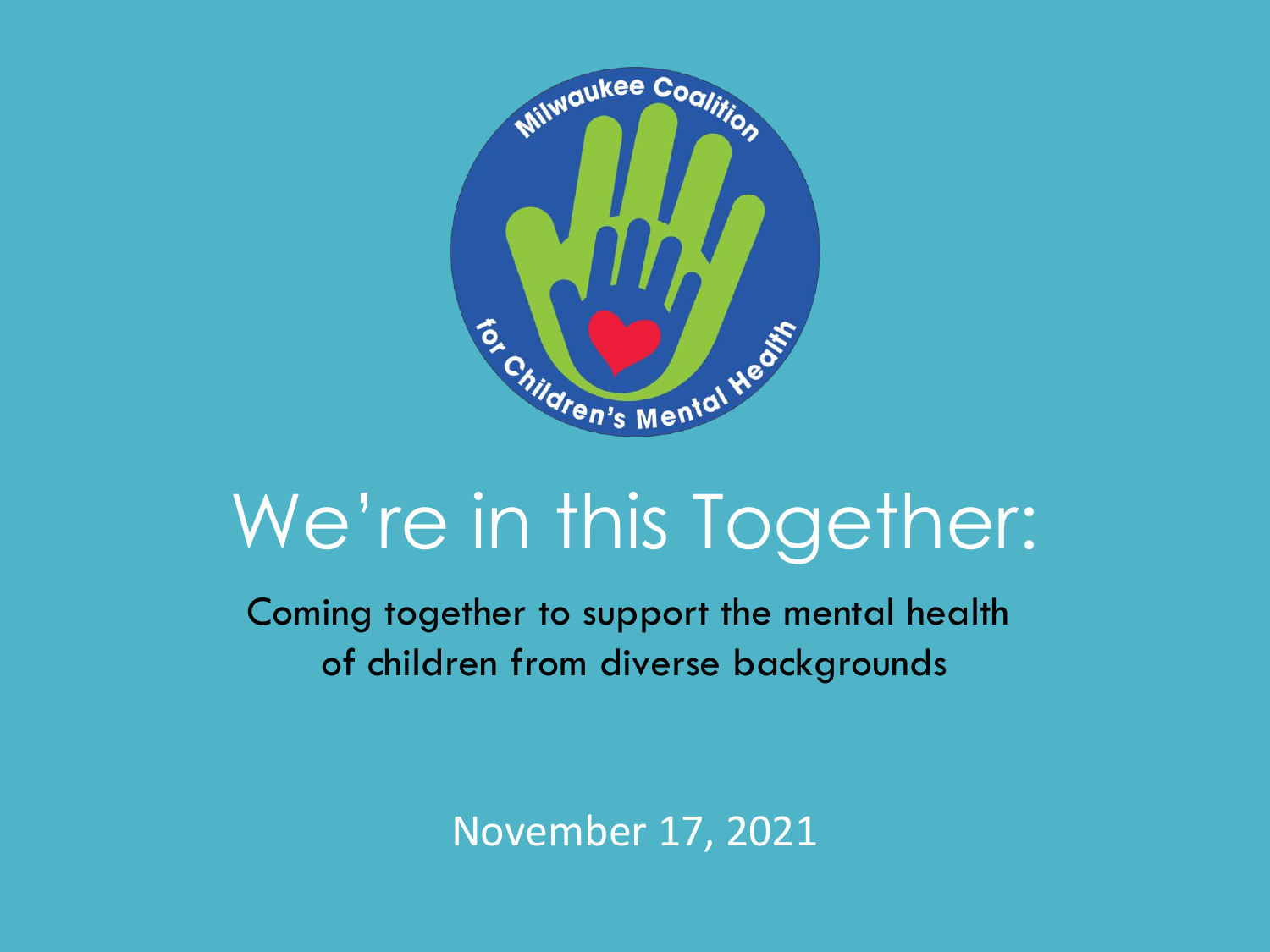Milwaukee Coalition for Children's Mental Health

# We're in this Together:

Coming together to support the mental health of children from diverse backgrounds

November 17, 2021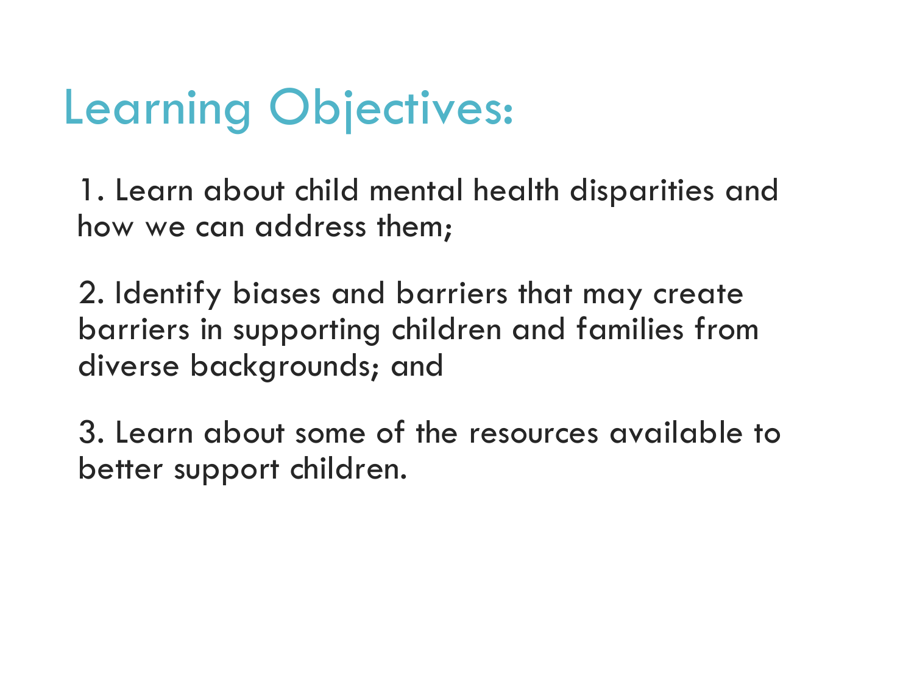# Learning Objectives:

1. Learn about child mental health disparities and how we can address them;

2. Identify biases and barriers that may create barriers in supporting children and families from diverse backgrounds; and

3. Learn about some of the resources available to better support children.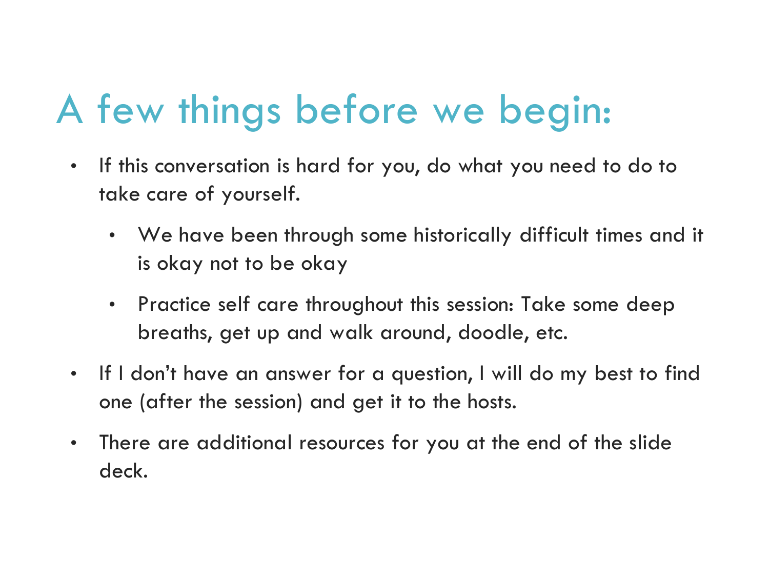# A few things before we begin:

- If this conversation is hard for you, do what you need to do to take care of yourself.
  - We have been through some historically difficult times and it is okay not to be okay
  - Practice self care throughout this session: Take some deep breaths, get up and walk around, doodle, etc.
- If I don't have an answer for a question, I will do my best to find one (after the session) and get it to the hosts.
- There are additional resources for you at the end of the slide deck.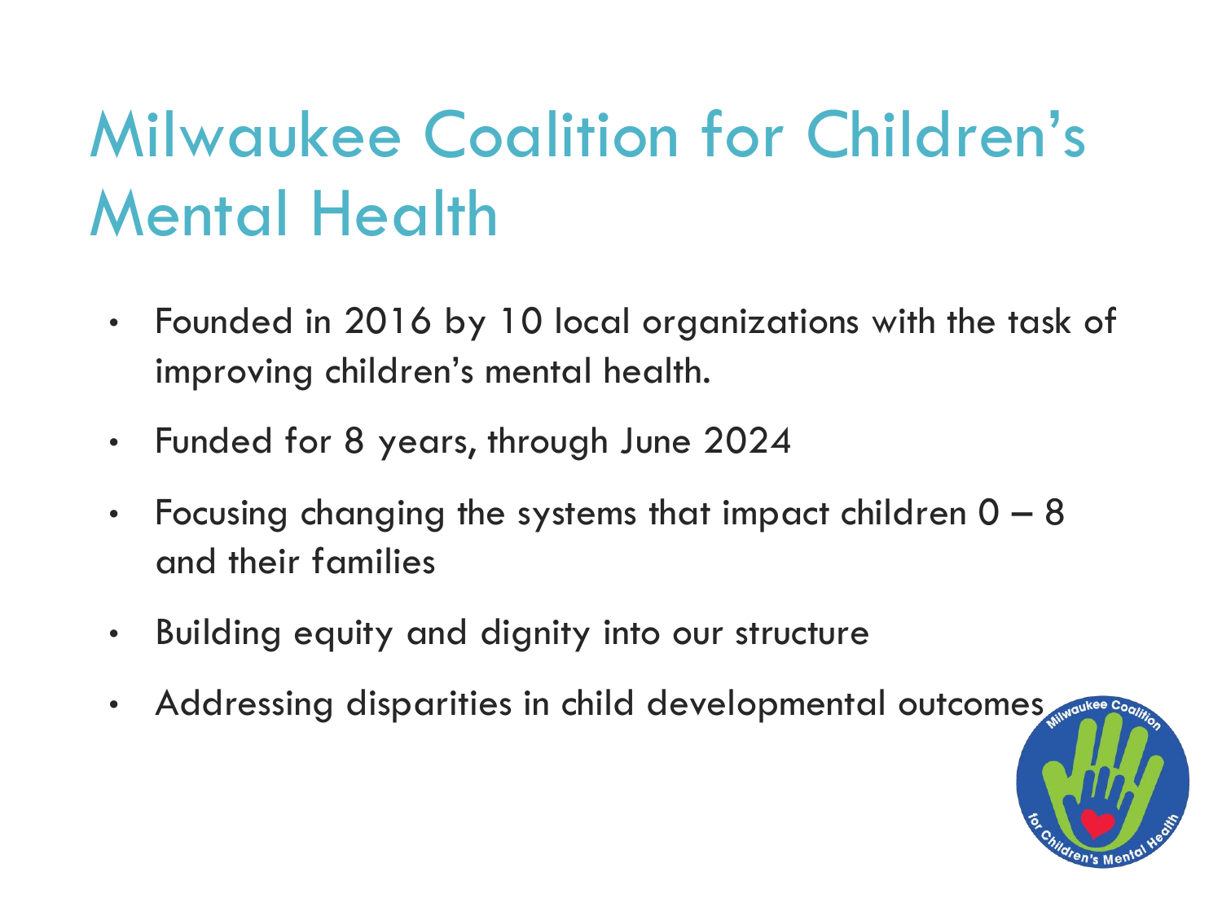# Milwaukee Coalition for Children's Mental Health

- Founded in 2016 by 10 local organizations with the task of improving children's mental health.
- Funded for 8 years, through June 2024
- Focusing changing the systems that impact children 0 – 8 and their families
- Building equity and dignity into our structure
- Addressing disparities in child developmental outcomes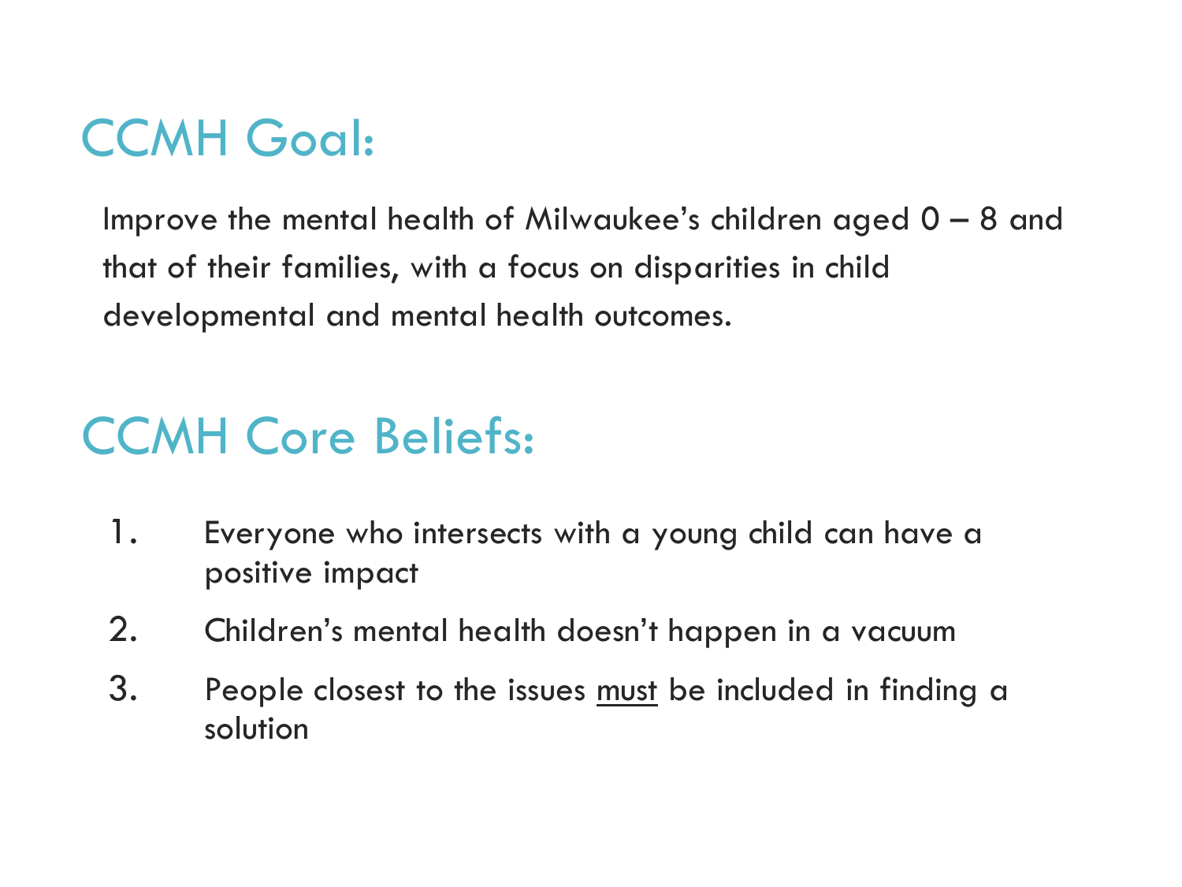## CCMH Goal:

Improve the mental health of Milwaukee's children aged 0 – 8 and that of their families, with a focus on disparities in child developmental and mental health outcomes.

## CCMH Core Beliefs:

1. Everyone who intersects with a young child can have a positive impact
2. Children's mental health doesn't happen in a vacuum
3. People closest to the issues <u>must</u> be included in finding a solution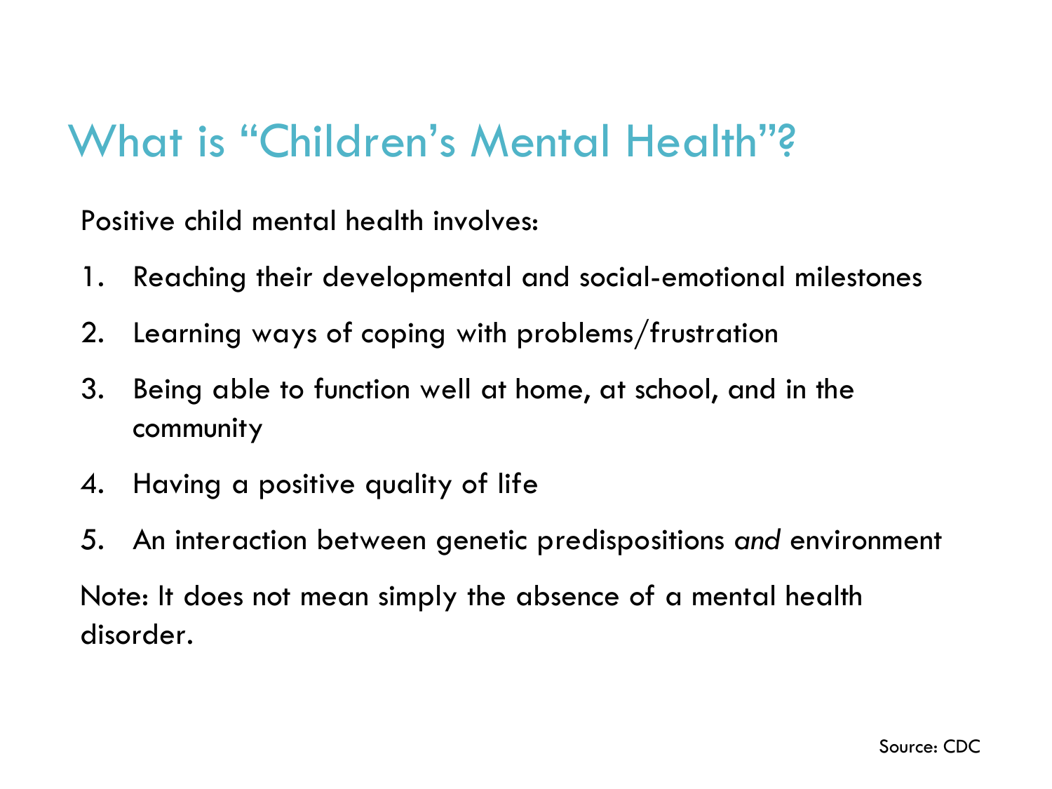# What is "Children's Mental Health"?

Positive child mental health involves:

1. Reaching their developmental and social-emotional milestones
2. Learning ways of coping with problems/frustration
3. Being able to function well at home, at school, and in the community
4. Having a positive quality of life
5. An interaction between genetic predispositions *and* environment

Note: It does not mean simply the absence of a mental health disorder.

Source: CDC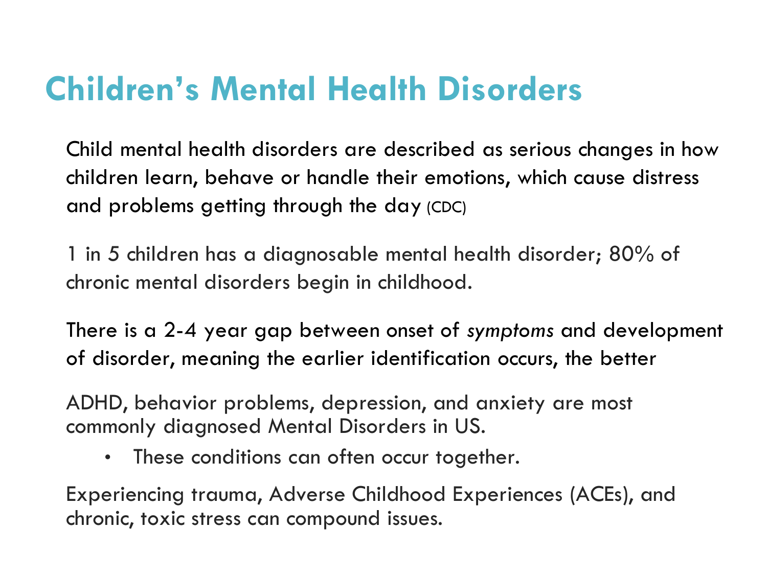# Children's Mental Health Disorders

Child mental health disorders are described as serious changes in how children learn, behave or handle their emotions, which cause distress and problems getting through the day (CDC)

1 in 5 children has a diagnosable mental health disorder; 80% of chronic mental disorders begin in childhood.

There is a 2-4 year gap between onset of *symptoms* and development of disorder, meaning the earlier identification occurs, the better

ADHD, behavior problems, depression, and anxiety are most commonly diagnosed Mental Disorders in US.

- These conditions can often occur together.

Experiencing trauma, Adverse Childhood Experiences (ACEs), and chronic, toxic stress can compound issues.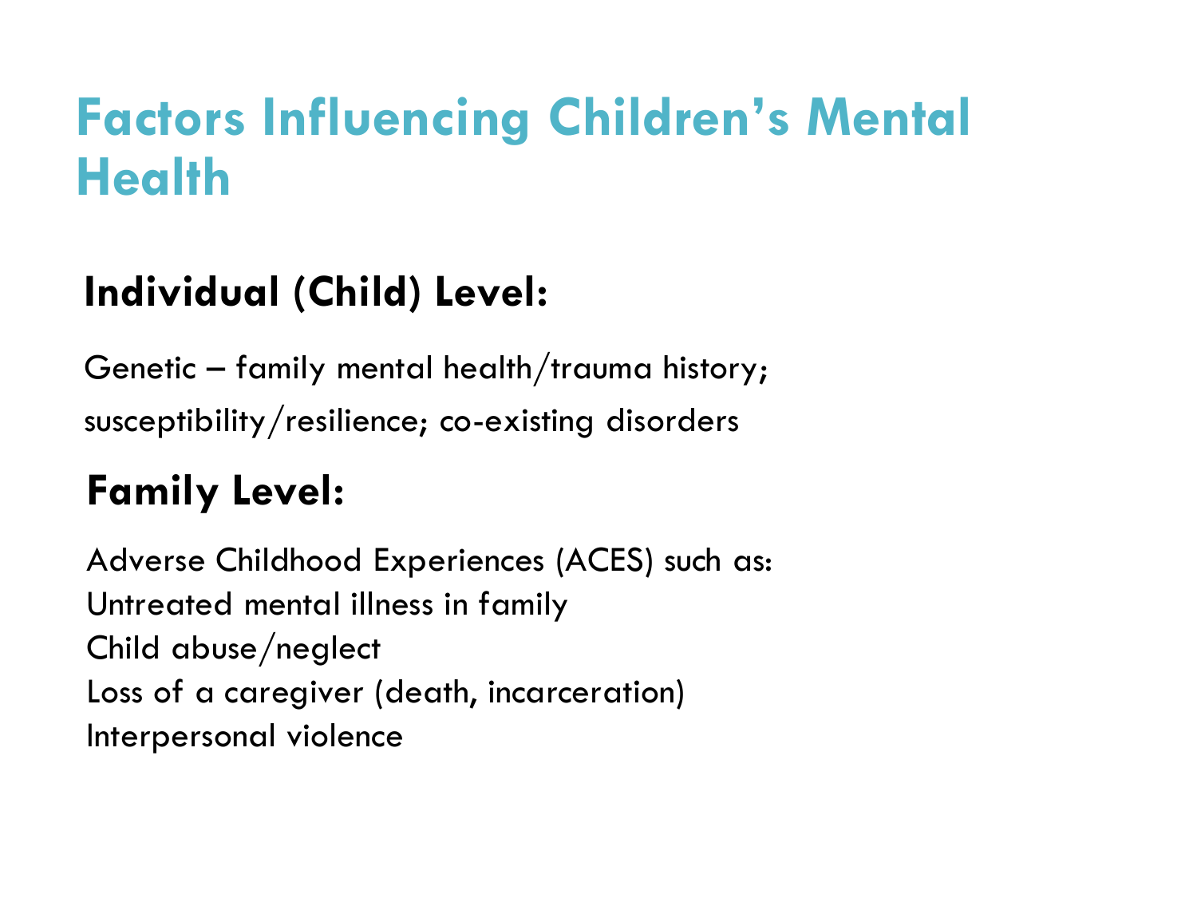# Factors Influencing Children's Mental Health

## Individual (Child) Level:

Genetic – family mental health/trauma history; susceptibility/resilience; co-existing disorders

## Family Level:

Adverse Childhood Experiences (ACES) such as:
Untreated mental illness in family
Child abuse/neglect
Loss of a caregiver (death, incarceration)
Interpersonal violence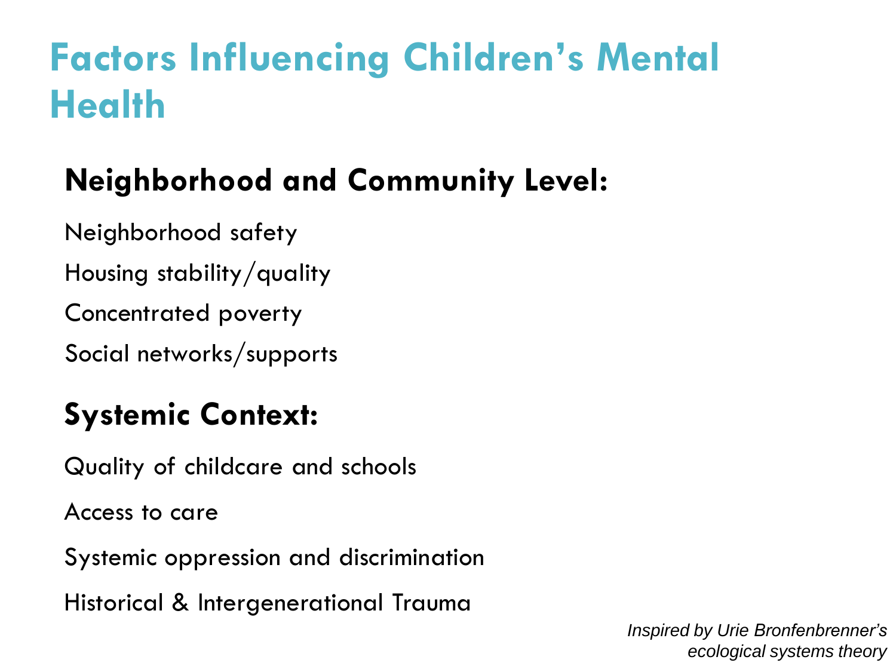# Factors Influencing Children's Mental Health

## Neighborhood and Community Level:

Neighborhood safety

Housing stability/quality

Concentrated poverty

Social networks/supports

## Systemic Context:

Quality of childcare and schools

Access to care

Systemic oppression and discrimination

Historical & Intergenerational Trauma

*Inspired by Urie Bronfenbrenner's ecological systems theory*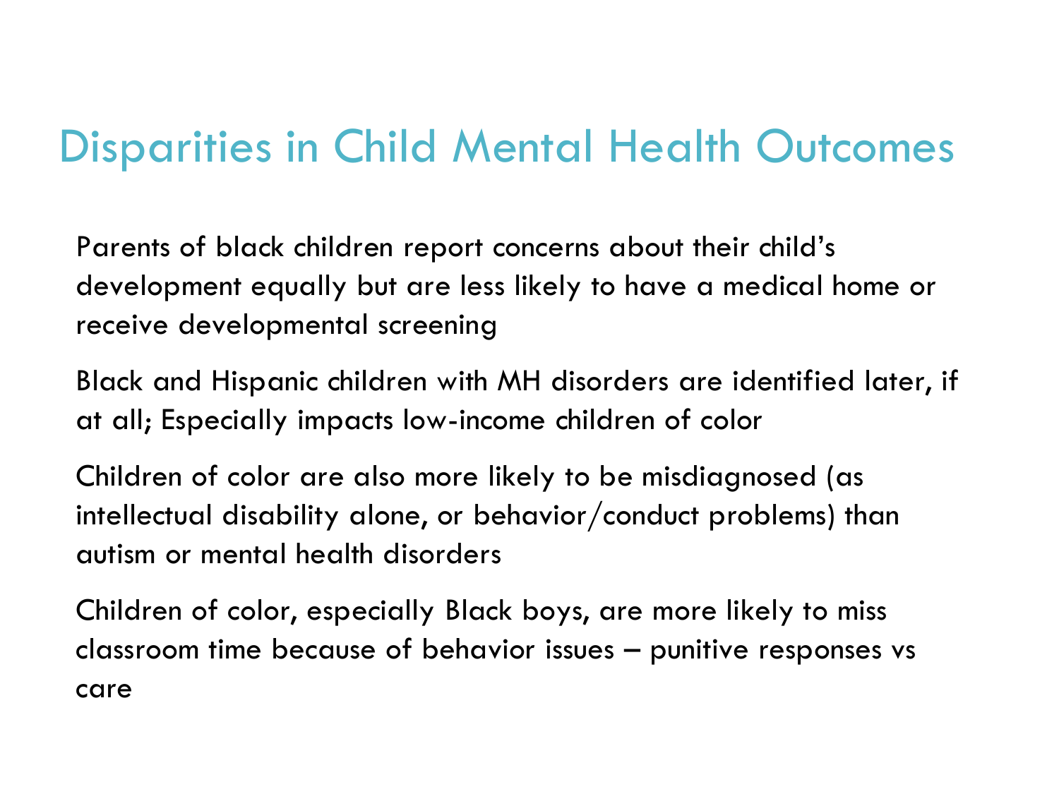# Disparities in Child Mental Health Outcomes

Parents of black children report concerns about their child's development equally but are less likely to have a medical home or receive developmental screening

Black and Hispanic children with MH disorders are identified later, if at all; Especially impacts low-income children of color

Children of color are also more likely to be misdiagnosed (as intellectual disability alone, or behavior/conduct problems) than autism or mental health disorders

Children of color, especially Black boys, are more likely to miss classroom time because of behavior issues – punitive responses vs care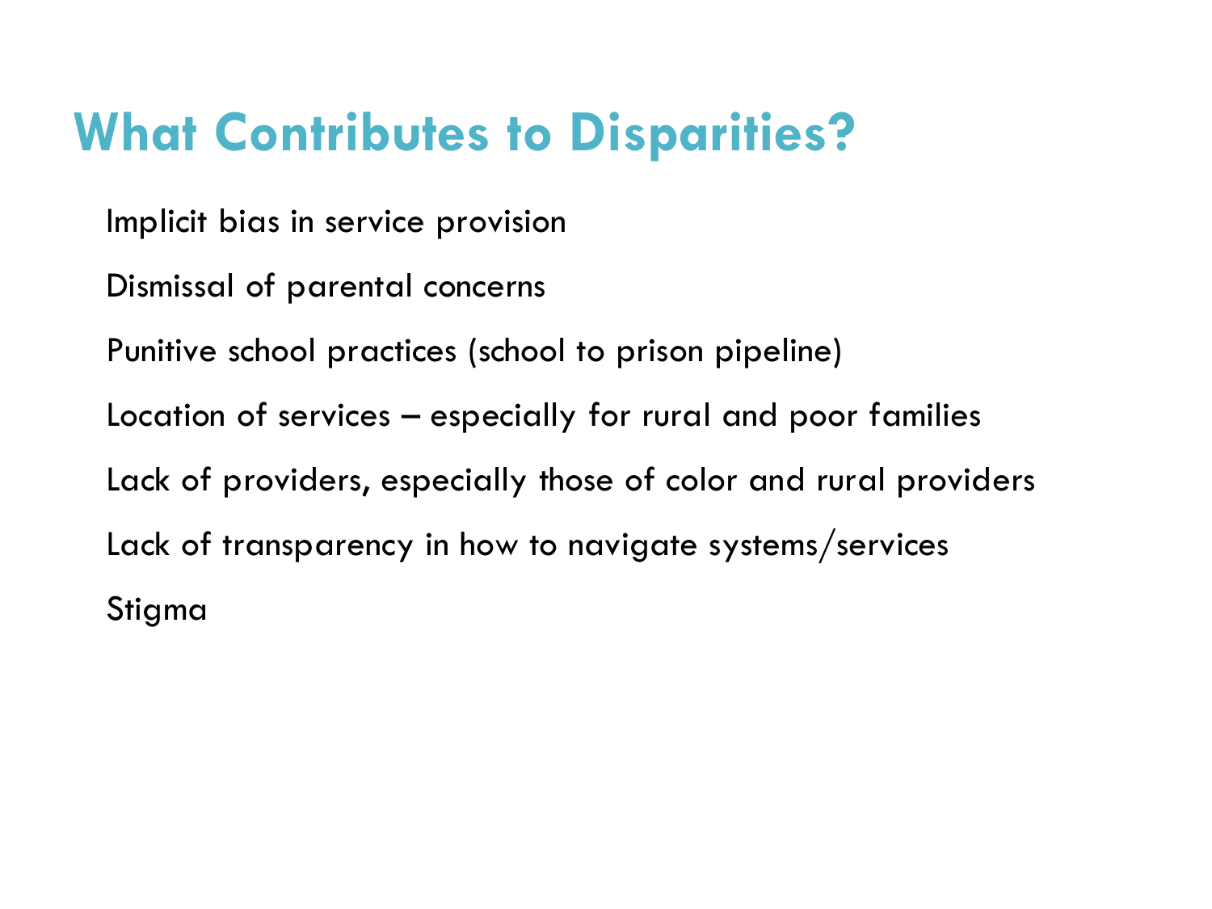# What Contributes to Disparities?

- Implicit bias in service provision
- Dismissal of parental concerns
- Punitive school practices (school to prison pipeline)
- Location of services – especially for rural and poor families
- Lack of providers, especially those of color and rural providers
- Lack of transparency in how to navigate systems/services
- Stigma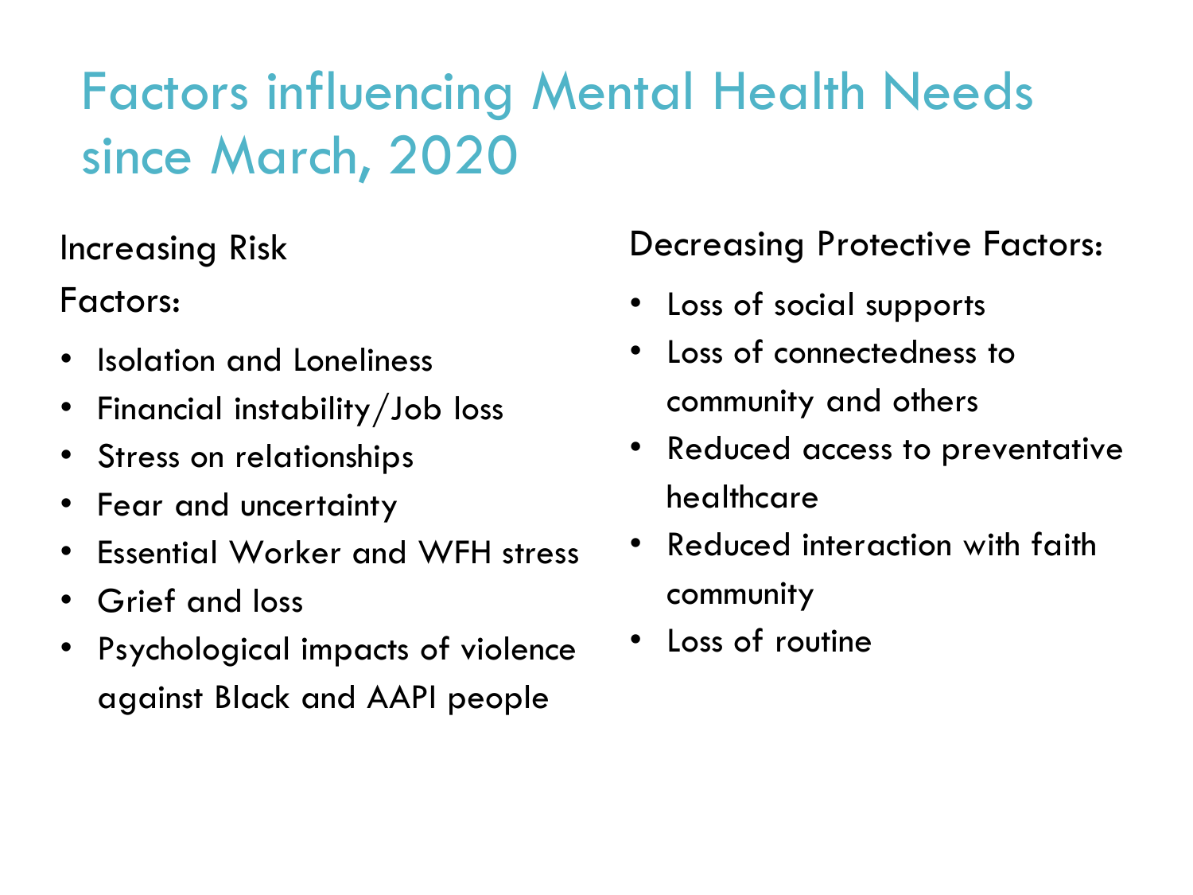# Factors influencing Mental Health Needs since March, 2020

Increasing Risk Factors:

- Isolation and Loneliness
- Financial instability/Job loss
- Stress on relationships
- Fear and uncertainty
- Essential Worker and WFH stress
- Grief and loss
- Psychological impacts of violence against Black and AAPI people

Decreasing Protective Factors:

- Loss of social supports
- Loss of connectedness to community and others
- Reduced access to preventative healthcare
- Reduced interaction with faith community
- Loss of routine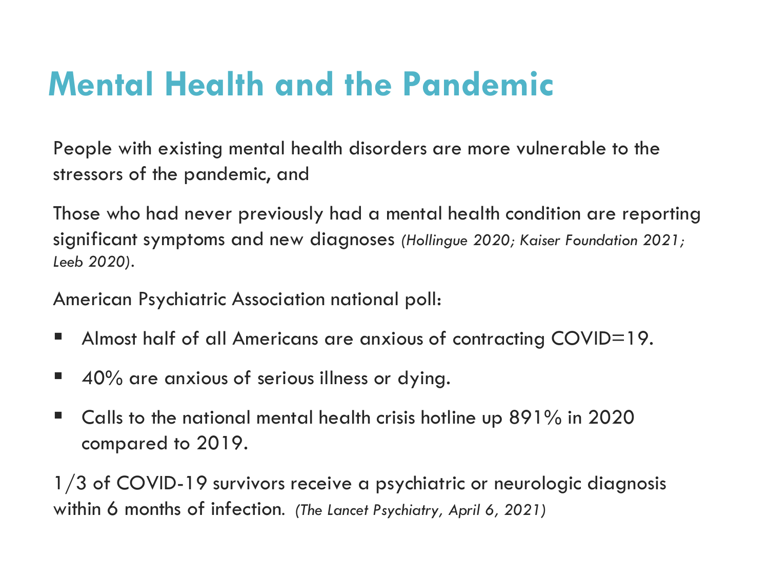# Mental Health and the Pandemic

People with existing mental health disorders are more vulnerable to the stressors of the pandemic, and

Those who had never previously had a mental health condition are reporting significant symptoms and new diagnoses *(Hollingue 2020; Kaiser Foundation 2021; Leeb 2020)*.

American Psychiatric Association national poll:

- Almost half of all Americans are anxious of contracting COVID=19.
- 40% are anxious of serious illness or dying.
- Calls to the national mental health crisis hotline up 891% in 2020 compared to 2019.

1/3 of COVID-19 survivors receive a psychiatric or neurologic diagnosis within 6 months of infection. *(The Lancet Psychiatry, April 6, 2021)*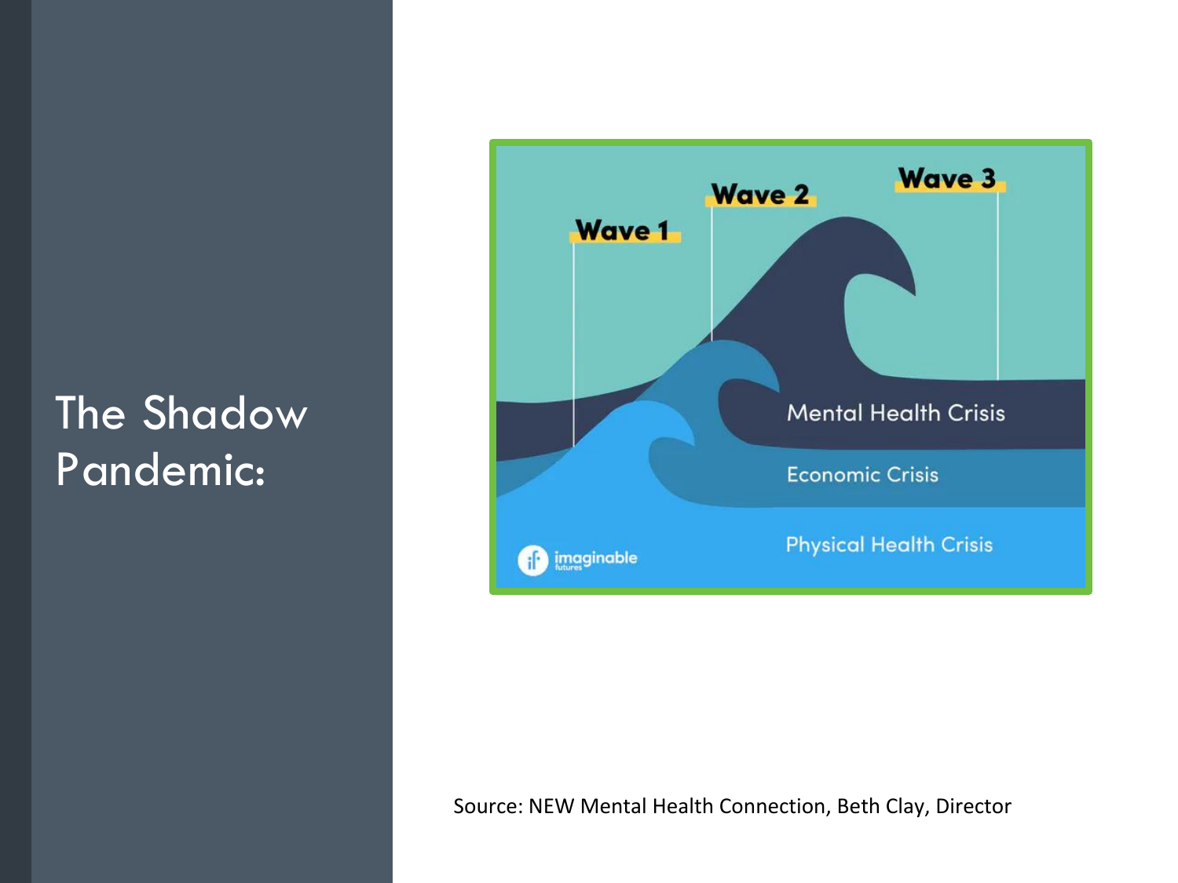# The Shadow Pandemic:

Wave 1

Wave 2

Wave 3

Mental Health Crisis

Economic Crisis

Physical Health Crisis

imaginable futures

Source: NEW Mental Health Connection, Beth Clay, Director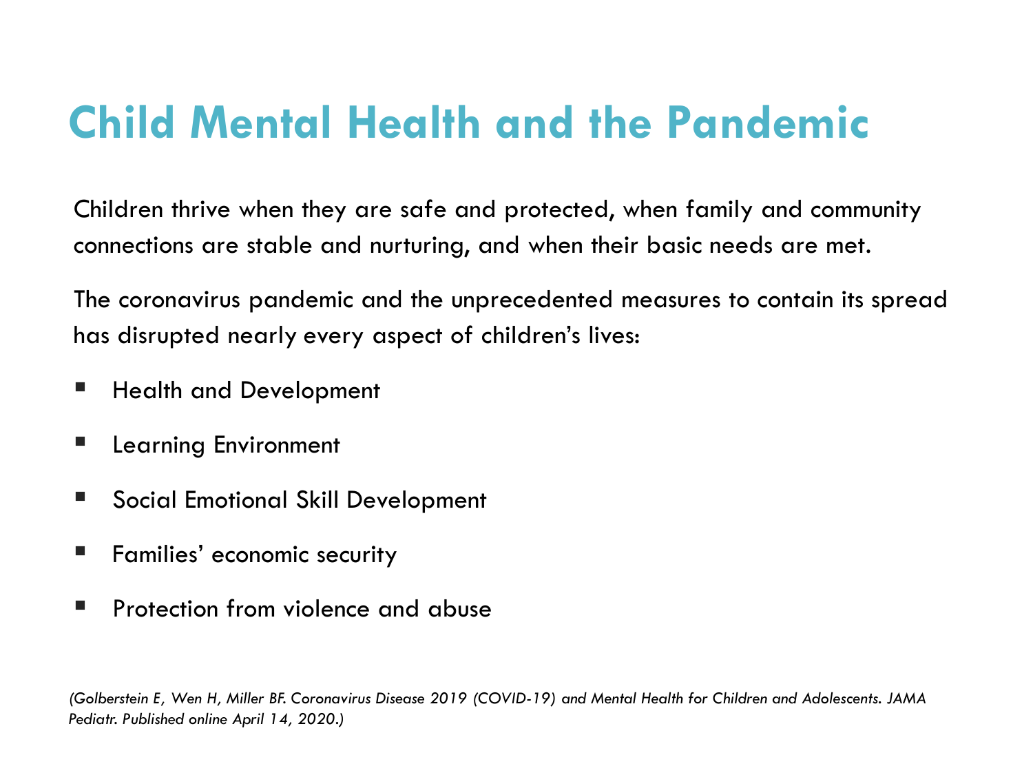# Child Mental Health and the Pandemic

Children thrive when they are safe and protected, when family and community connections are stable and nurturing, and when their basic needs are met.

The coronavirus pandemic and the unprecedented measures to contain its spread has disrupted nearly every aspect of children's lives:

- Health and Development
- Learning Environment
- Social Emotional Skill Development
- Families' economic security
- Protection from violence and abuse

*(Golberstein E, Wen H, Miller BF. Coronavirus Disease 2019 (COVID-19) and Mental Health for Children and Adolescents. JAMA Pediatr. Published online April 14, 2020.)*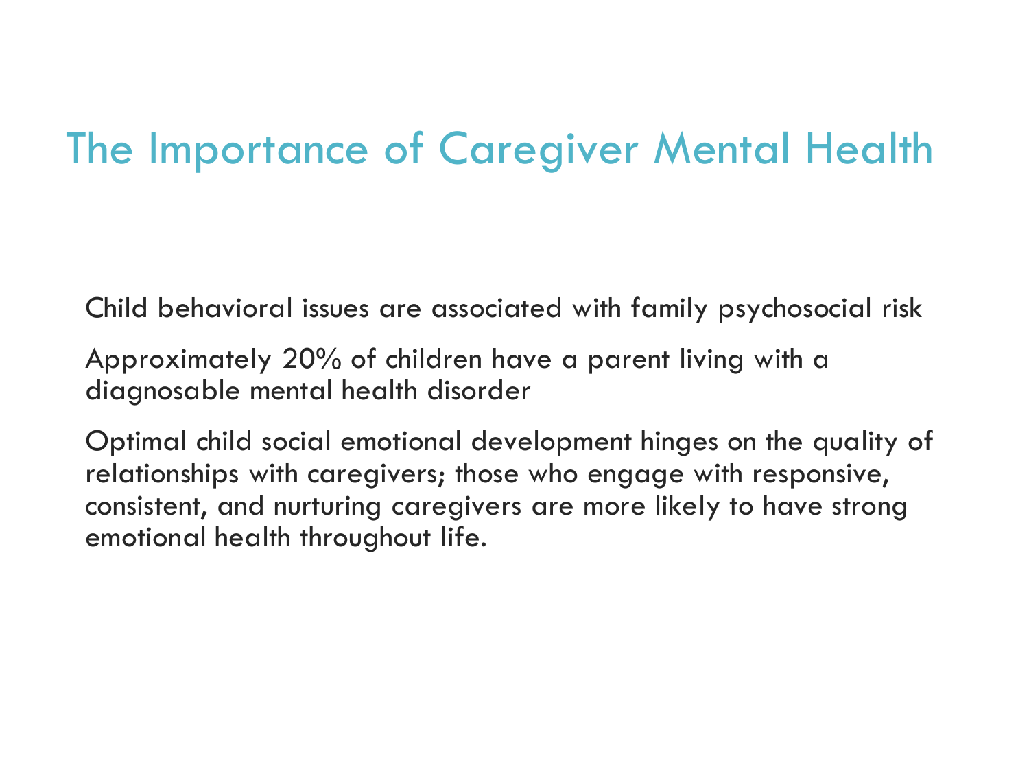# The Importance of Caregiver Mental Health

Child behavioral issues are associated with family psychosocial risk

Approximately 20% of children have a parent living with a diagnosable mental health disorder

Optimal child social emotional development hinges on the quality of relationships with caregivers; those who engage with responsive, consistent, and nurturing caregivers are more likely to have strong emotional health throughout life.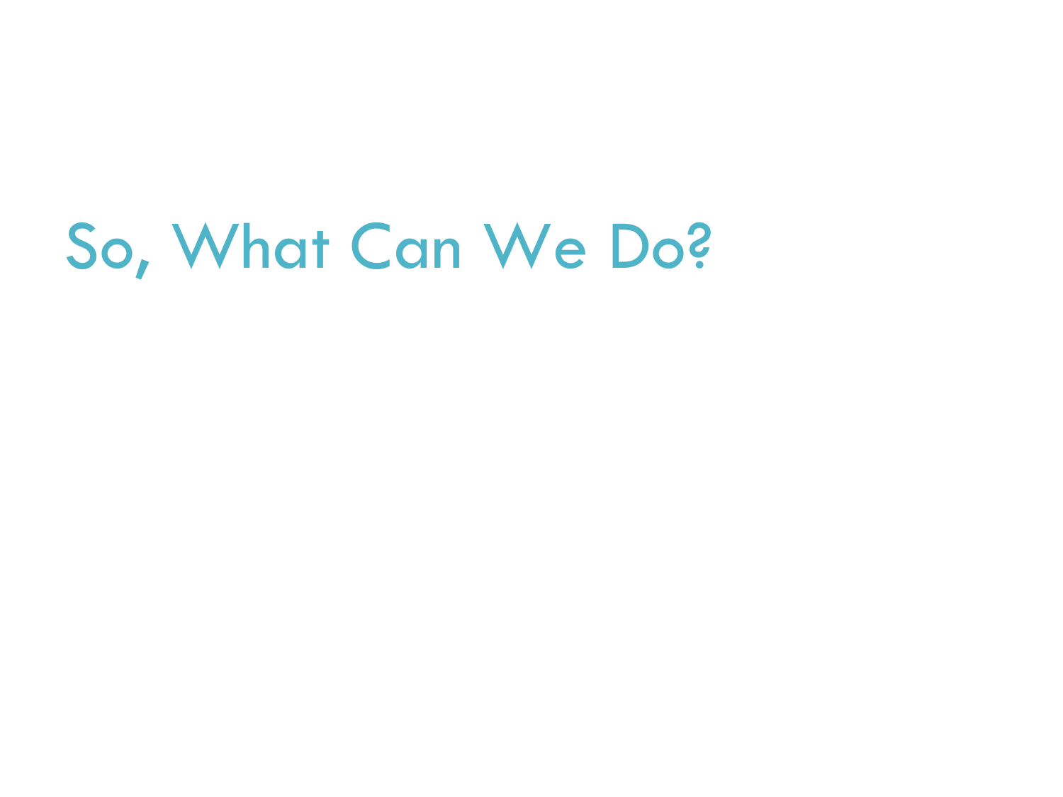# So, What Can We Do?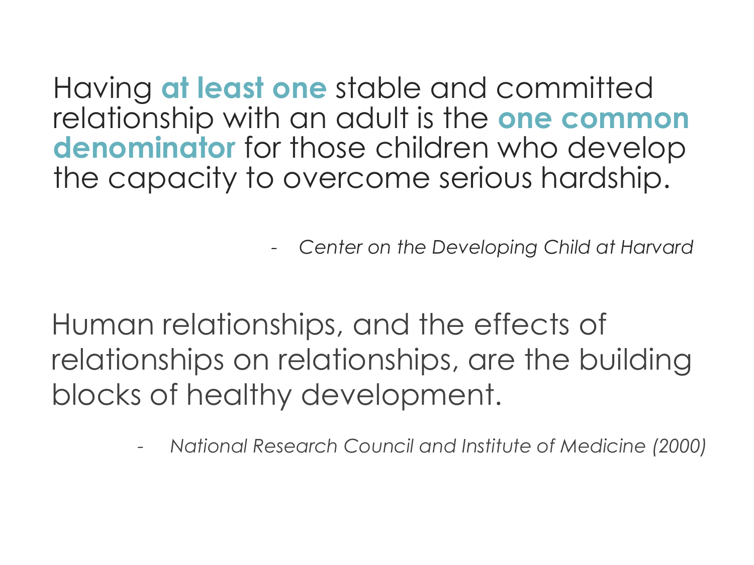Having **at least one** stable and committed relationship with an adult is the **one common denominator** for those children who develop the capacity to overcome serious hardship.

- *Center on the Developing Child at Harvard*

Human relationships, and the effects of relationships on relationships, are the building blocks of healthy development.

- *National Research Council and Institute of Medicine (2000)*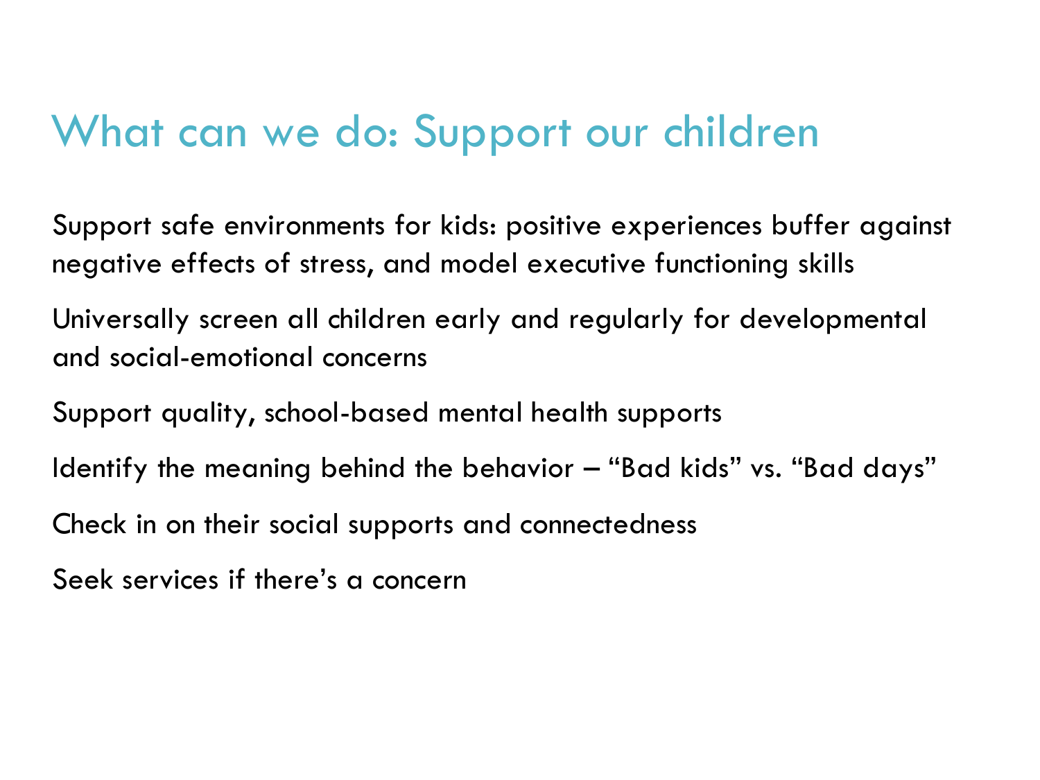# What can we do: Support our children

Support safe environments for kids: positive experiences buffer against negative effects of stress, and model executive functioning skills

Universally screen all children early and regularly for developmental and social-emotional concerns

Support quality, school-based mental health supports

Identify the meaning behind the behavior – “Bad kids” vs. “Bad days”

Check in on their social supports and connectedness

Seek services if there’s a concern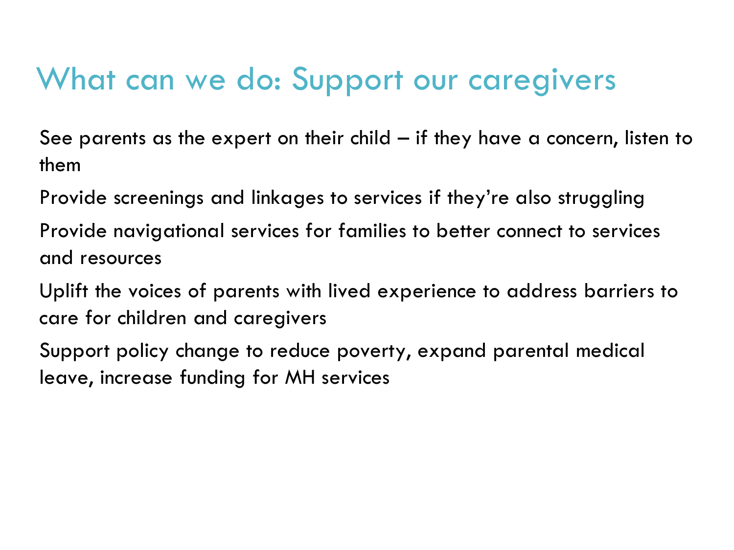# What can we do: Support our caregivers

- See parents as the expert on their child – if they have a concern, listen to them
- Provide screenings and linkages to services if they're also struggling
- Provide navigational services for families to better connect to services and resources
- Uplift the voices of parents with lived experience to address barriers to care for children and caregivers
- Support policy change to reduce poverty, expand parental medical leave, increase funding for MH services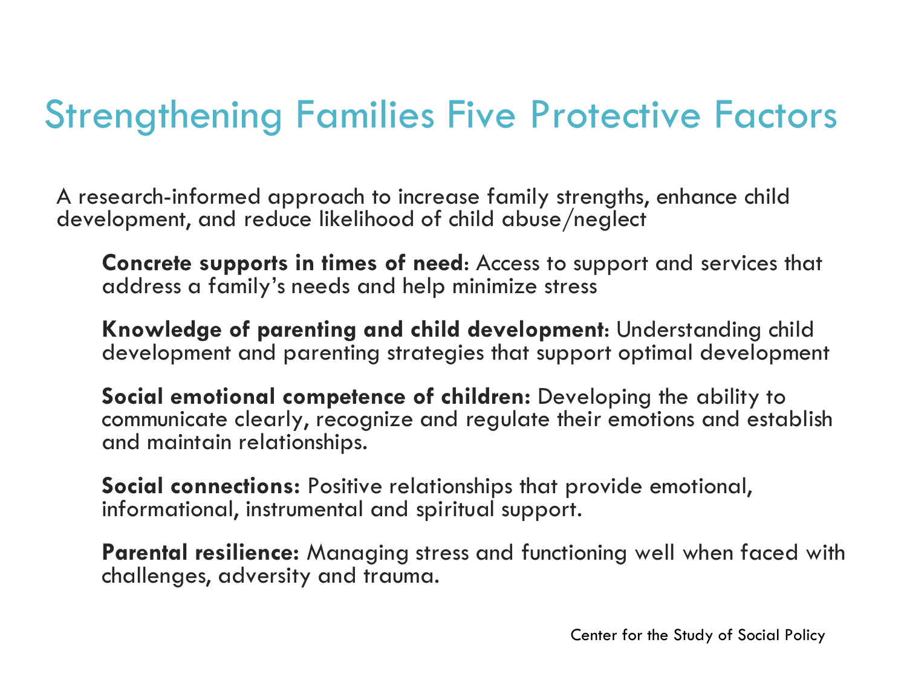# Strengthening Families Five Protective Factors

A research-informed approach to increase family strengths, enhance child development, and reduce likelihood of child abuse/neglect

**Concrete supports in times of need**: Access to support and services that address a family's needs and help minimize stress

**Knowledge of parenting and child development**: Understanding child development and parenting strategies that support optimal development

**Social emotional competence of children:** Developing the ability to communicate clearly, recognize and regulate their emotions and establish and maintain relationships.

**Social connections:** Positive relationships that provide emotional, informational, instrumental and spiritual support.

**Parental resilience:** Managing stress and functioning well when faced with challenges, adversity and trauma.

Center for the Study of Social Policy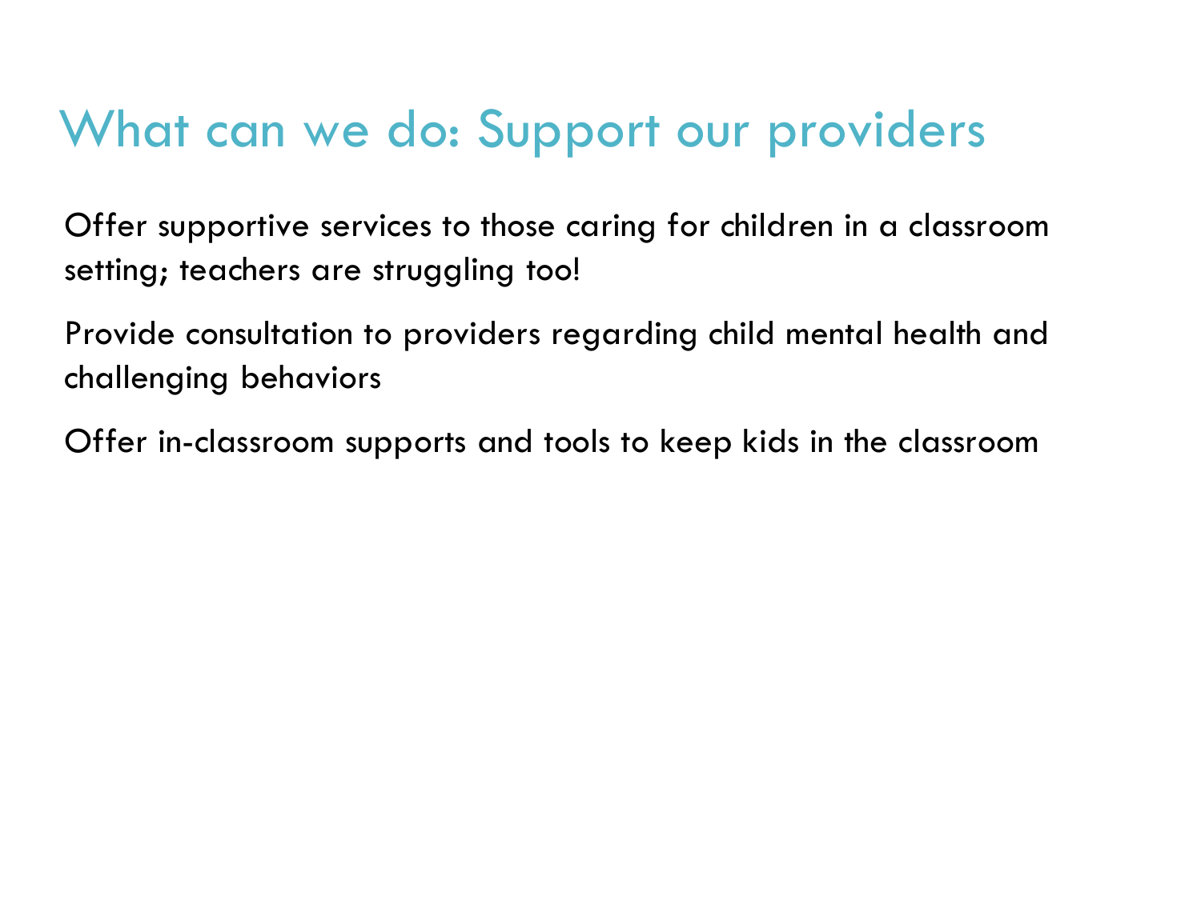# What can we do: Support our providers

Offer supportive services to those caring for children in a classroom setting; teachers are struggling too!

Provide consultation to providers regarding child mental health and challenging behaviors

Offer in-classroom supports and tools to keep kids in the classroom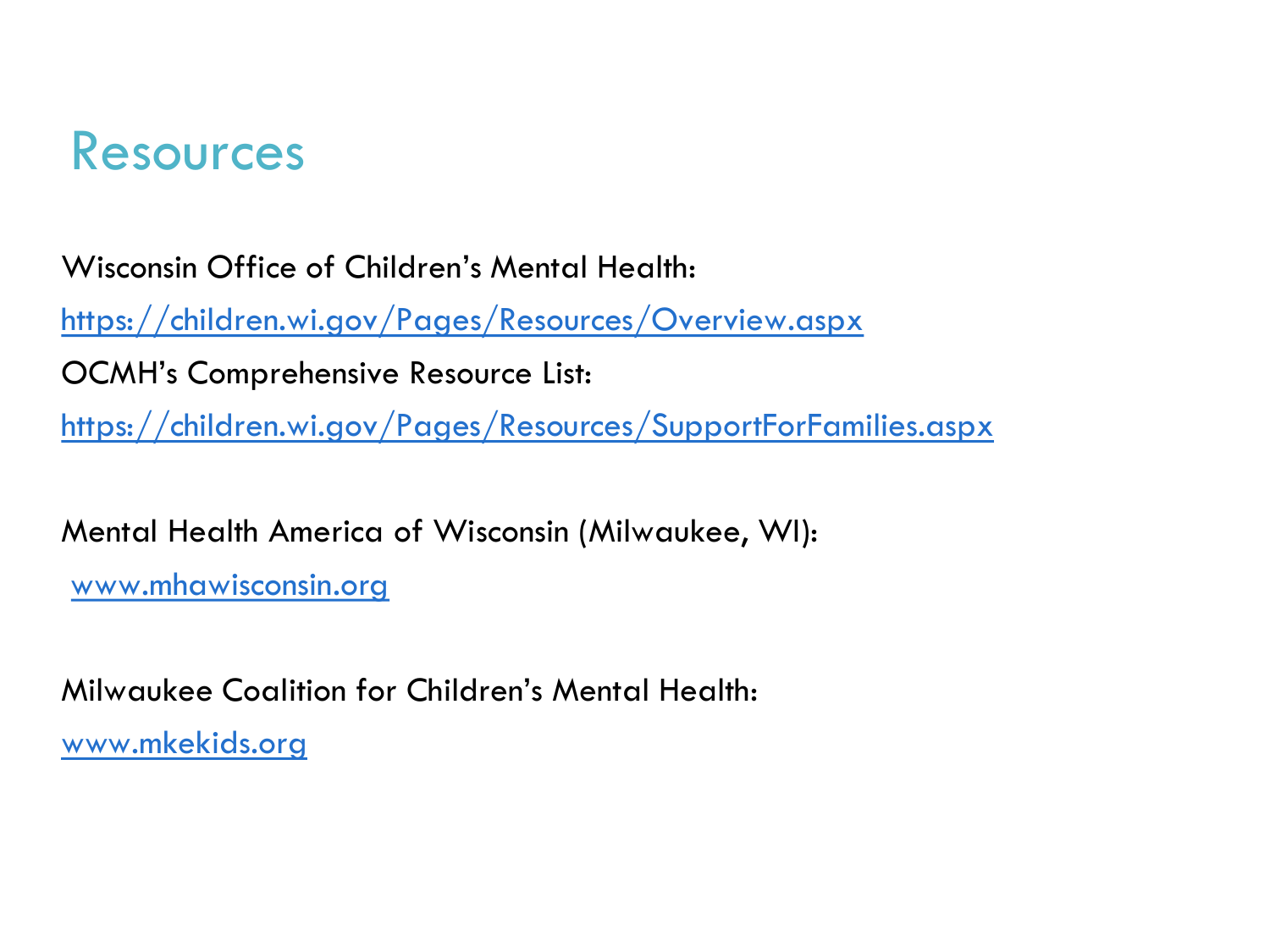# Resources

Wisconsin Office of Children's Mental Health:

https://children.wi.gov/Pages/Resources/Overview.aspx

OCMH's Comprehensive Resource List:

https://children.wi.gov/Pages/Resources/SupportForFamilies.aspx

Mental Health America of Wisconsin (Milwaukee, WI):

www.mhawisconsin.org

Milwaukee Coalition for Children's Mental Health:

www.mkekids.org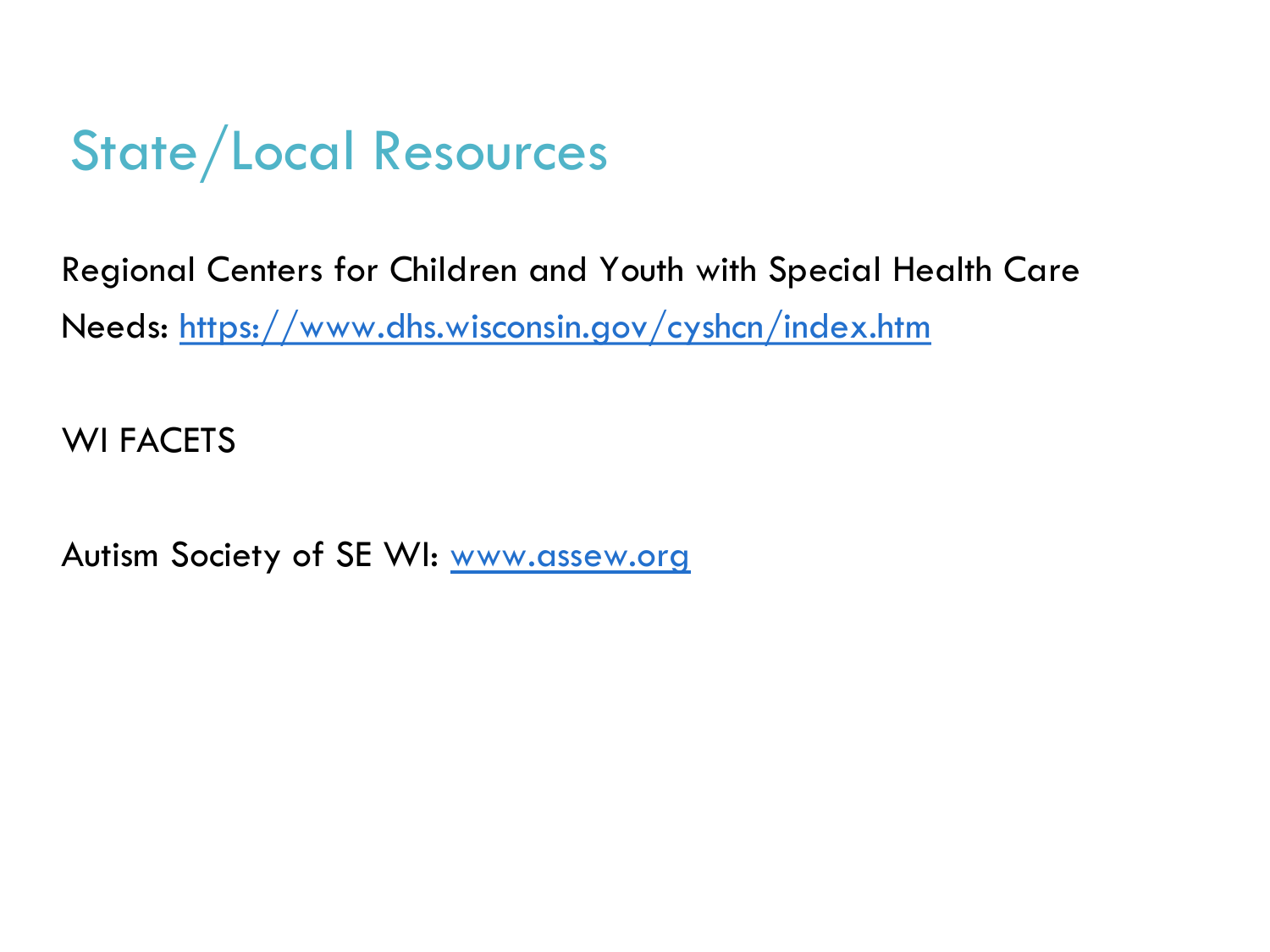# State/Local Resources

Regional Centers for Children and Youth with Special Health Care Needs: https://www.dhs.wisconsin.gov/cyshcn/index.htm

WI FACETS

Autism Society of SE WI: www.assew.org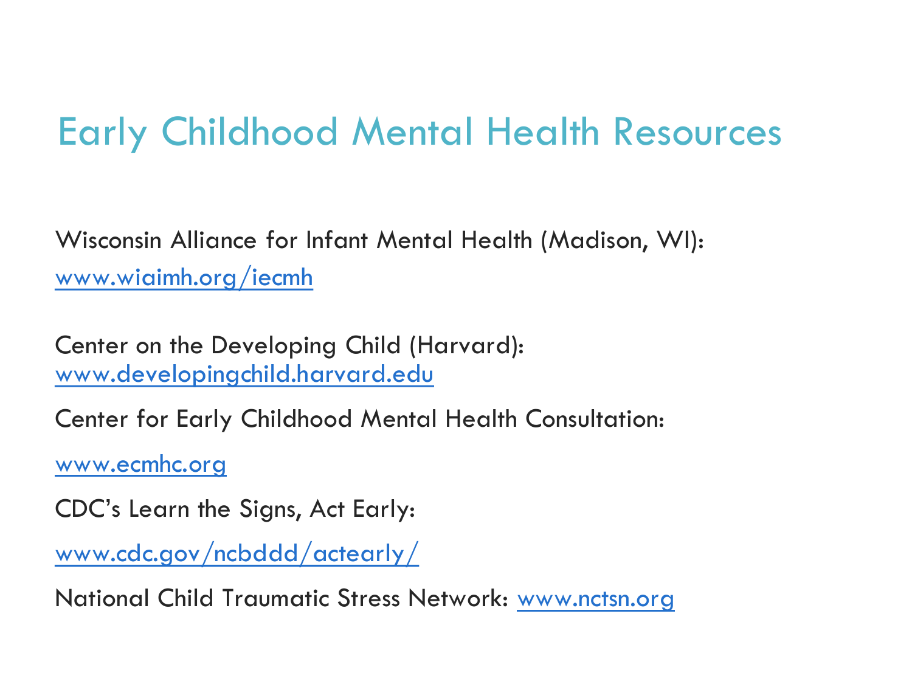# Early Childhood Mental Health Resources

Wisconsin Alliance for Infant Mental Health (Madison, WI):

www.wiaimh.org/iecmh

Center on the Developing Child (Harvard):
www.developingchild.harvard.edu

Center for Early Childhood Mental Health Consultation:

www.ecmhc.org

CDC's Learn the Signs, Act Early:

www.cdc.gov/ncbddd/actearly/

National Child Traumatic Stress Network: www.nctsn.org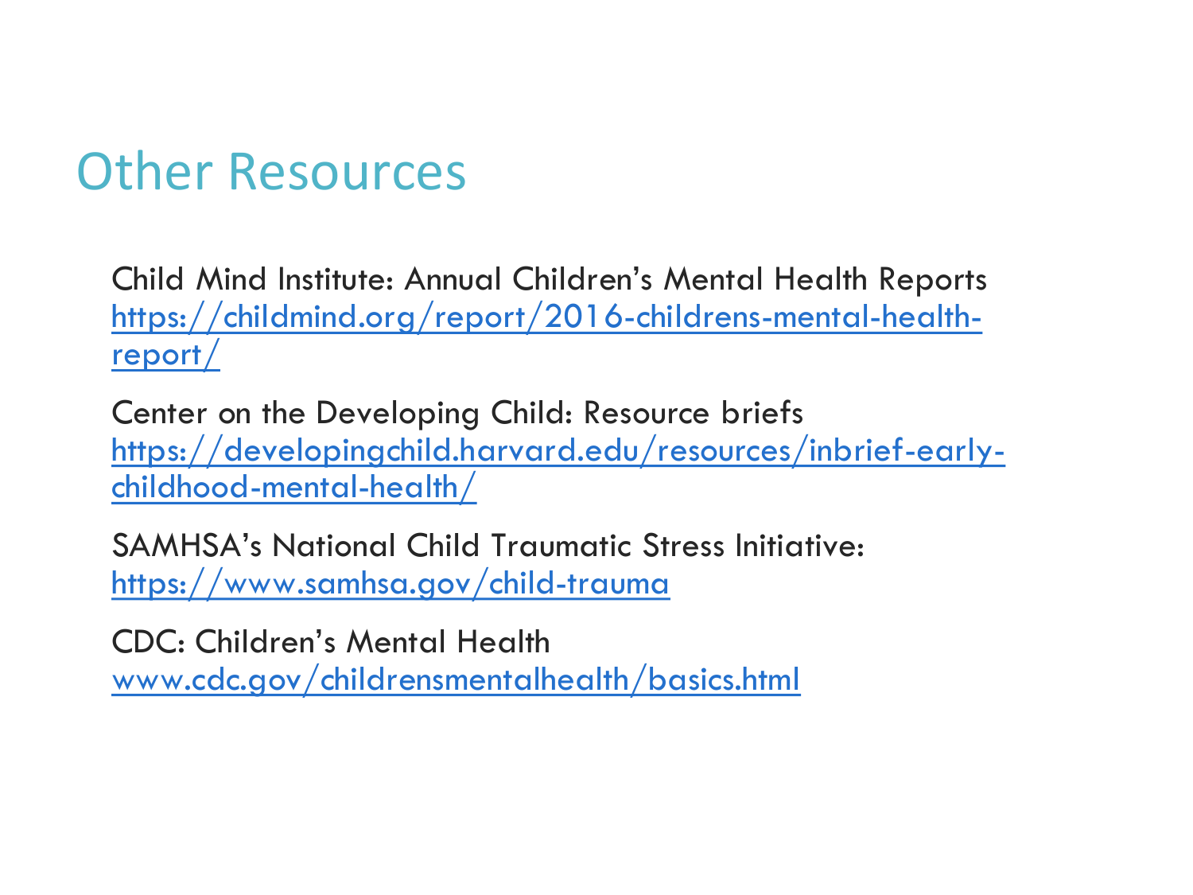# Other Resources

Child Mind Institute: Annual Children's Mental Health Reports
https://childmind.org/report/2016-childrens-mental-health-report/

Center on the Developing Child: Resource briefs
https://developingchild.harvard.edu/resources/inbrief-early-childhood-mental-health/

SAMHSA's National Child Traumatic Stress Initiative:
https://www.samhsa.gov/child-trauma

CDC: Children's Mental Health
www.cdc.gov/childrensmentalhealth/basics.html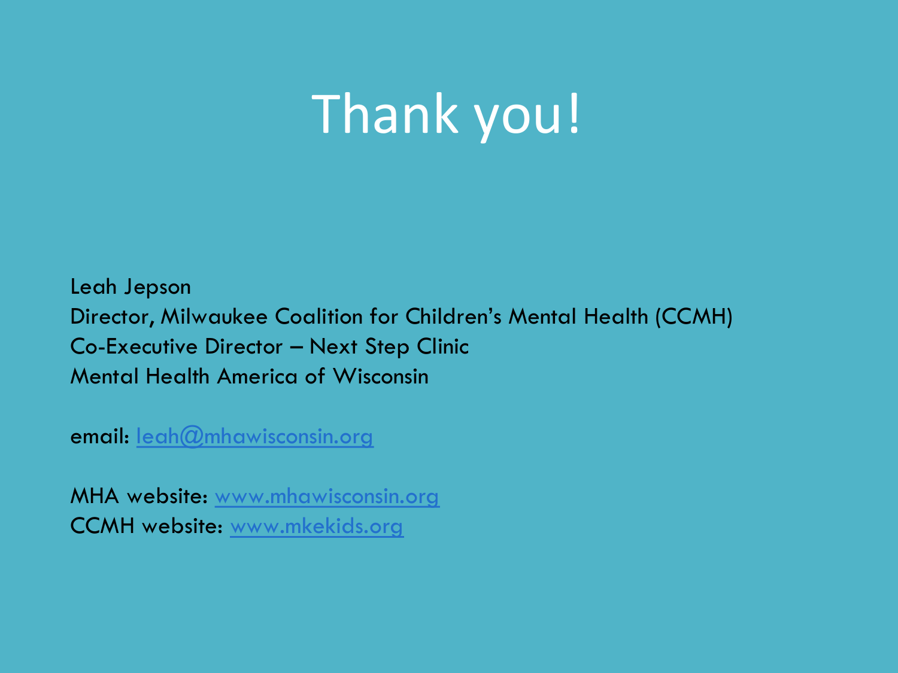# Thank you!

Leah Jepson
Director, Milwaukee Coalition for Children's Mental Health (CCMH)
Co-Executive Director – Next Step Clinic
Mental Health America of Wisconsin

email: leah@mhawisconsin.org

MHA website: www.mhawisconsin.org
CCMH website: www.mkekids.org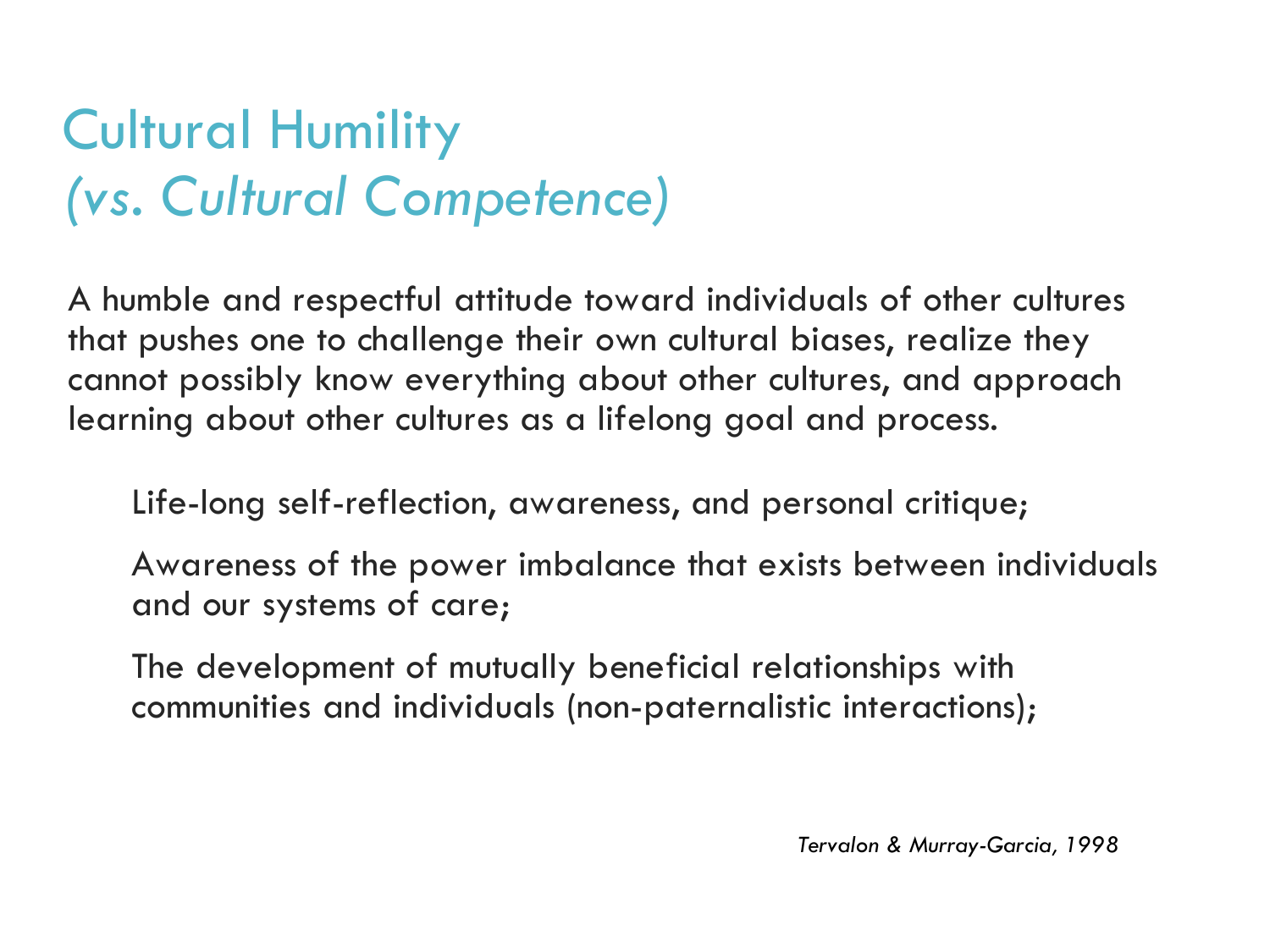# Cultural Humility
## *(vs. Cultural Competence)*

A humble and respectful attitude toward individuals of other cultures that pushes one to challenge their own cultural biases, realize they cannot possibly know everything about other cultures, and approach learning about other cultures as a lifelong goal and process.

- Life-long self-reflection, awareness, and personal critique;
- Awareness of the power imbalance that exists between individuals and our systems of care;
- The development of mutually beneficial relationships with communities and individuals (non-paternalistic interactions);

*Tervalon & Murray-Garcia, 1998*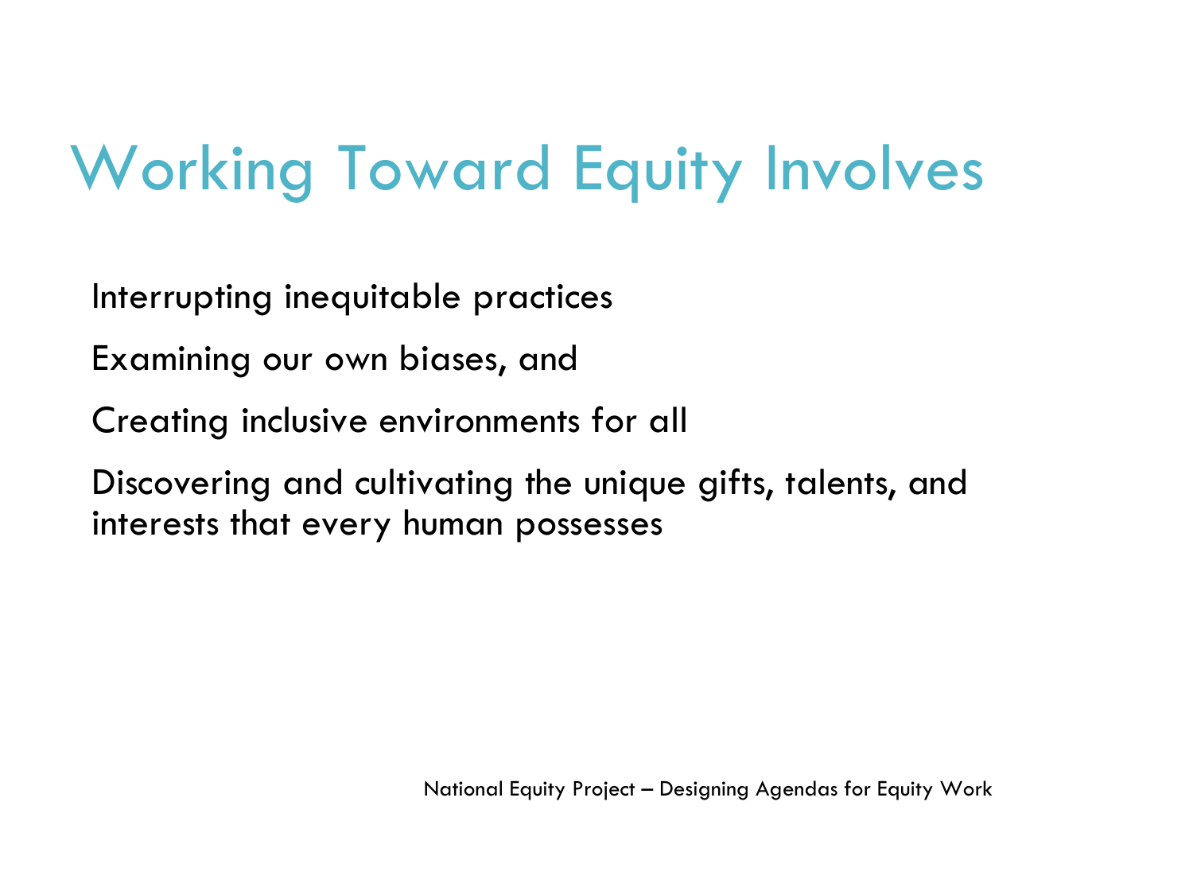# Working Toward Equity Involves

Interrupting inequitable practices

Examining our own biases, and

Creating inclusive environments for all

Discovering and cultivating the unique gifts, talents, and interests that every human possesses

National Equity Project – Designing Agendas for Equity Work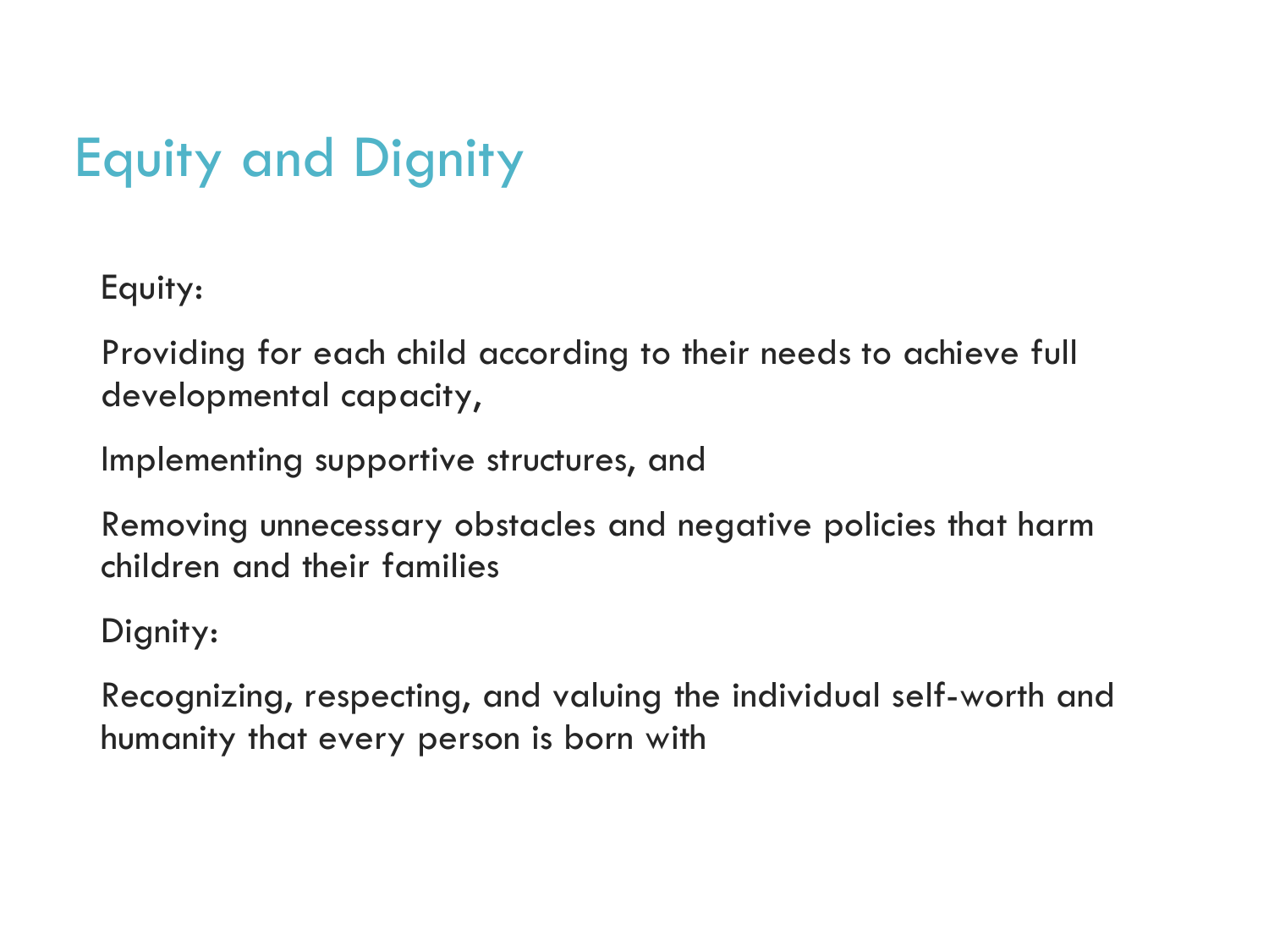# Equity and Dignity

Equity:

Providing for each child according to their needs to achieve full developmental capacity,

Implementing supportive structures, and

Removing unnecessary obstacles and negative policies that harm children and their families

Dignity:

Recognizing, respecting, and valuing the individual self-worth and humanity that every person is born with